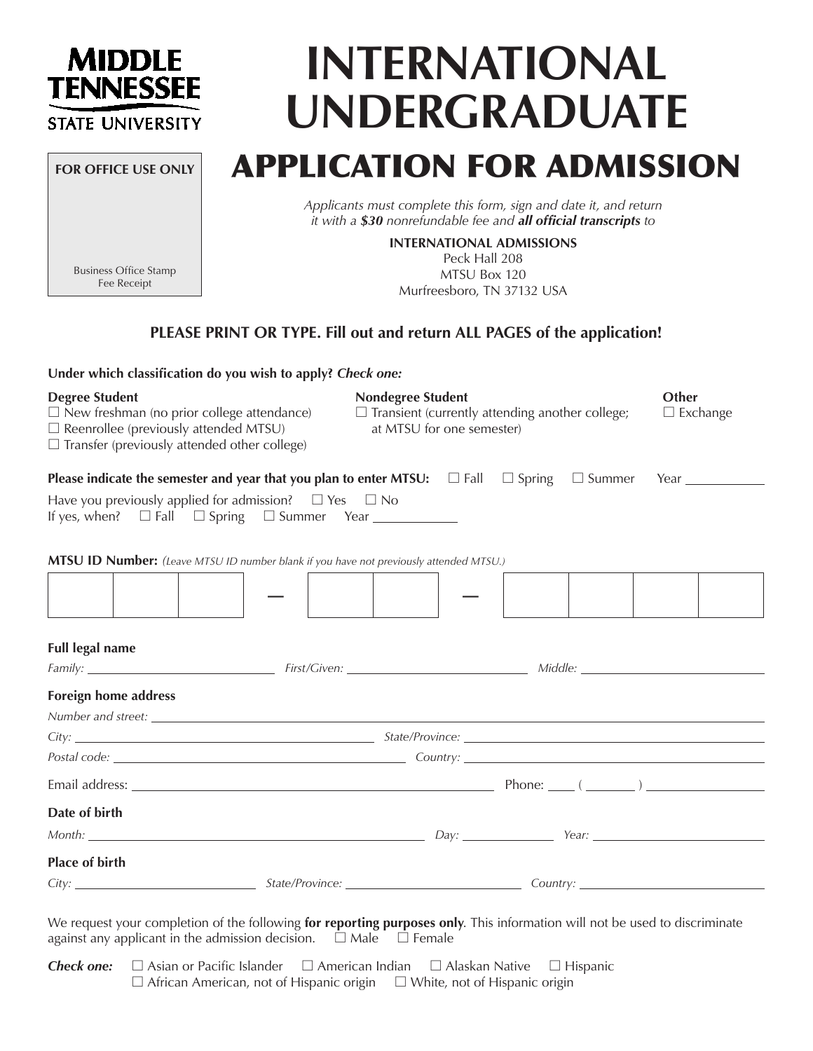**MIDDLE TENNESSEE STATE UNIVERSITY**

# INTERNATIONAL UNDERGRADUATE

## APPLICATION FOR ADMISSION

**FOR OFFICE USE ONLY**

Business Office Stamp
Fee Receipt

*Applicants must complete this form, sign and date it, and return it with a* ***$30*** *nonrefundable fee and* ***all official transcripts*** *to*

**INTERNATIONAL ADMISSIONS**
Peck Hall 208
MTSU Box 120
Murfreesboro, TN 37132 USA

**PLEASE PRINT OR TYPE. Fill out and return ALL PAGES of the application!**

**Under which classification do you wish to apply?** ***Check one:***

**Degree Student**
☐ New freshman (no prior college attendance)
☐ Reenrollee (previously attended MTSU)
☐ Transfer (previously attended other college)

**Nondegree Student**
☐ Transient (currently attending another college; at MTSU for one semester)

**Other**
☐ Exchange

**Please indicate the semester and year that you plan to enter MTSU:** ☐ Fall ☐ Spring ☐ Summer Year ___________

Have you previously applied for admission? ☐ Yes ☐ No
If yes, when? ☐ Fall ☐ Spring ☐ Summer Year ___________

**MTSU ID Number:** *(Leave MTSU ID number blank if you have not previously attended MTSU.)*

| | | | – | | | – | | | | |
|---|---|---|---|---|---|---|---|---|---|---|

**Full legal name**

*Family:* ____________________ *First/Given:* ____________________ *Middle:* ____________________

**Foreign home address**

*Number and street:* ________________________________________

*City:* ____________________ *State/Province:* ____________________

*Postal code:* ____________________ *Country:* ____________________

Email address: ____________________ Phone: ____ ( _______ ) ____________

**Date of birth**

*Month:* ____________________ *Day:* __________ *Year:* ____________________

**Place of birth**

*City:* ____________________ *State/Province:* ____________________ *Country:* ____________________

We request your completion of the following **for reporting purposes only**. This information will not be used to discriminate against any applicant in the admission decision. ☐ Male ☐ Female

***Check one:*** ☐ Asian or Pacific Islander ☐ American Indian ☐ Alaskan Native ☐ Hispanic
☐ African American, not of Hispanic origin ☐ White, not of Hispanic origin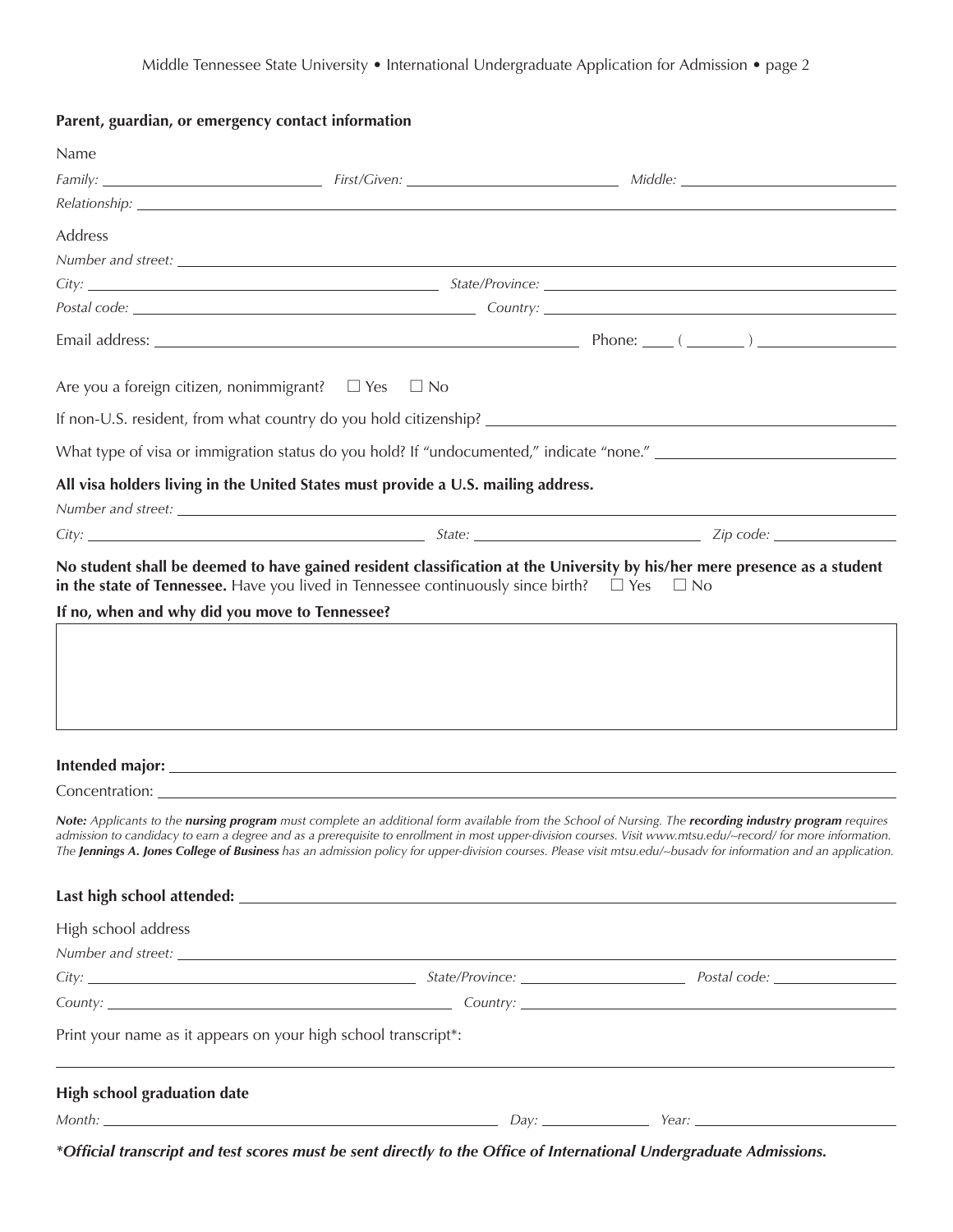**Parent, guardian, or emergency contact information**

Name

*Family:* ____________ *First/Given:* ____________ *Middle:* ____________

*Relationship:* ____________

Address

*Number and street:* ____________

*City:* ____________ *State/Province:* ____________

*Postal code:* ____________ *Country:* ____________

Email address: ____________ Phone: ____ ( _______ ) ____________

Are you a foreign citizen, nonimmigrant? ☐ Yes ☐ No

If non-U.S. resident, from what country do you hold citizenship? ____________

What type of visa or immigration status do you hold? If "undocumented," indicate "none." ____________

**All visa holders living in the United States must provide a U.S. mailing address.**

*Number and street:* ____________

*City:* ____________ *State:* ____________ *Zip code:* ____________

**No student shall be deemed to have gained resident classification at the University by his/her mere presence as a student in the state of Tennessee.** Have you lived in Tennessee continuously since birth? ☐ Yes ☐ No

**If no, when and why did you move to Tennessee?**

**Intended major:** ____________

Concentration: ____________

***Note:*** *Applicants to the* ***nursing program*** *must complete an additional form available from the School of Nursing. The* ***recording industry program*** *requires admission to candidacy to earn a degree and as a prerequisite to enrollment in most upper-division courses. Visit www.mtsu.edu/~record/ for more information. The* ***Jennings A. Jones College of Business*** *has an admission policy for upper-division courses. Please visit mtsu.edu/~busadv for information and an application.*

**Last high school attended:** ____________

High school address

*Number and street:* ____________

*City:* ____________ *State/Province:* ____________ *Postal code:* ____________

*County:* ____________ *Country:* ____________

Print your name as it appears on your high school transcript*:

____________

**High school graduation date**

*Month:* ____________ *Day:* ____________ *Year:* ____________

****Official transcript and test scores must be sent directly to the Office of International Undergraduate Admissions.***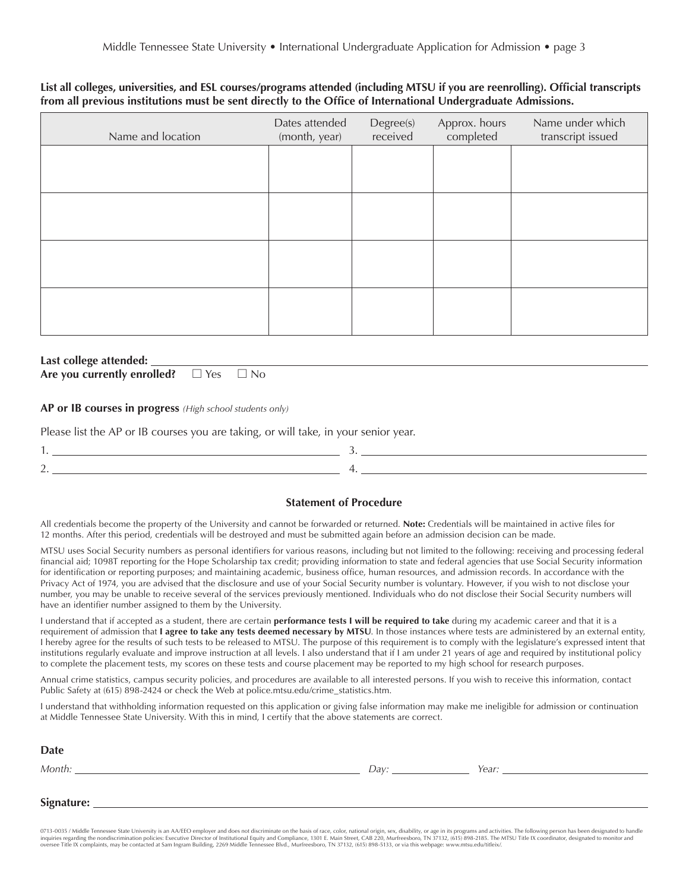**List all colleges, universities, and ESL courses/programs attended (including MTSU if you are reenrolling). Official transcripts from all previous institutions must be sent directly to the Office of International Undergraduate Admissions.**

| Name and location | Dates attended (month, year) | Degree(s) received | Approx. hours completed | Name under which transcript issued |
|---|---|---|---|---|
| | | | | |
| | | | | |
| | | | | |
| | | | | |

**Last college attended:** ____________________

**Are you currently enrolled?** ☐ Yes ☐ No

**AP or IB courses in progress** *(High school students only)*

Please list the AP or IB courses you are taking, or will take, in your senior year.

1. ____________________
2. ____________________
3. ____________________
4. ____________________

**Statement of Procedure**

All credentials become the property of the University and cannot be forwarded or returned. **Note:** Credentials will be maintained in active files for 12 months. After this period, credentials will be destroyed and must be submitted again before an admission decision can be made.

MTSU uses Social Security numbers as personal identifiers for various reasons, including but not limited to the following: receiving and processing federal financial aid; 1098T reporting for the Hope Scholarship tax credit; providing information to state and federal agencies that use Social Security information for identification or reporting purposes; and maintaining academic, business office, human resources, and admission records. In accordance with the Privacy Act of 1974, you are advised that the disclosure and use of your Social Security number is voluntary. However, if you wish to not disclose your number, you may be unable to receive several of the services previously mentioned. Individuals who do not disclose their Social Security numbers will have an identifier number assigned to them by the University.

I understand that if accepted as a student, there are certain **performance tests I will be required to take** during my academic career and that it is a requirement of admission that **I agree to take any tests deemed necessary by MTSU**. In those instances where tests are administered by an external entity, I hereby agree for the results of such tests to be released to MTSU. The purpose of this requirement is to comply with the legislature's expressed intent that institutions regularly evaluate and improve instruction at all levels. I also understand that if I am under 21 years of age and required by institutional policy to complete the placement tests, my scores on these tests and course placement may be reported to my high school for research purposes.

Annual crime statistics, campus security policies, and procedures are available to all interested persons. If you wish to receive this information, contact Public Safety at (615) 898-2424 or check the Web at police.mtsu.edu/crime_statistics.htm.

I understand that withholding information requested on this application or giving false information may make me ineligible for admission or continuation at Middle Tennessee State University. With this in mind, I certify that the above statements are correct.

**Date**

*Month:* ____________________ *Day:* __________ *Year:* ____________________

**Signature:** ____________________

0713-0035 / Middle Tennessee State University is an AA/EEO employer and does not discriminate on the basis of race, color, national origin, sex, disability, or age in its programs and activities. The following person has been designated to handle inquiries regarding the nondiscrimination policies: Executive Director of Institutional Equity and Compliance, 1301 E. Main Street, CAB 220, Murfreesboro, TN 37132, (615) 898-2185. The MTSU Title IX coordinator, designated to monitor and oversee Title IX complaints, may be contacted at Sam Ingram Building, 2269 Middle Tennessee Blvd., Murfreesboro, TN 37132, (615) 898-5133, or via this webpage: www.mtsu.edu/titleix/.